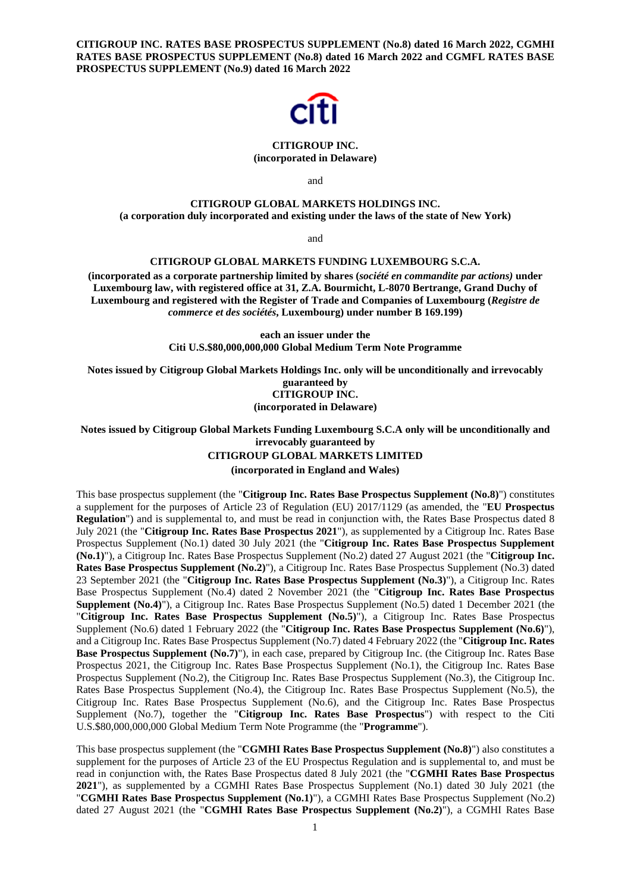**CITIGROUP INC. RATES BASE PROSPECTUS SUPPLEMENT (No.8) dated 16 March 2022, CGMHI RATES BASE PROSPECTUS SUPPLEMENT (No.8) dated 16 March 2022 and CGMFL RATES BASE PROSPECTUS SUPPLEMENT (No.9) dated 16 March 2022**

**CITIGROUP INC.**
**(incorporated in Delaware)**

and

**CITIGROUP GLOBAL MARKETS HOLDINGS INC.**
**(a corporation duly incorporated and existing under the laws of the state of New York)**

and

**CITIGROUP GLOBAL MARKETS FUNDING LUXEMBOURG S.C.A.**

**(incorporated as a corporate partnership limited by shares (*société en commandite par actions)* under Luxembourg law, with registered office at 31, Z.A. Bourmicht, L-8070 Bertrange, Grand Duchy of Luxembourg and registered with the Register of Trade and Companies of Luxembourg (*Registre de commerce et des sociétés*, Luxembourg) under number B 169.199)**

**each an issuer under the**
**Citi U.S.$80,000,000,000 Global Medium Term Note Programme**

**Notes issued by Citigroup Global Markets Holdings Inc. only will be unconditionally and irrevocably guaranteed by**
**CITIGROUP INC.**
**(incorporated in Delaware)**

**Notes issued by Citigroup Global Markets Funding Luxembourg S.C.A only will be unconditionally and irrevocably guaranteed by**
**CITIGROUP GLOBAL MARKETS LIMITED**
**(incorporated in England and Wales)**

This base prospectus supplement (the "**Citigroup Inc. Rates Base Prospectus Supplement (No.8)**") constitutes a supplement for the purposes of Article 23 of Regulation (EU) 2017/1129 (as amended, the "**EU Prospectus Regulation**") and is supplemental to, and must be read in conjunction with, the Rates Base Prospectus dated 8 July 2021 (the "**Citigroup Inc. Rates Base Prospectus 2021**"), as supplemented by a Citigroup Inc. Rates Base Prospectus Supplement (No.1) dated 30 July 2021 (the "**Citigroup Inc. Rates Base Prospectus Supplement (No.1)**"), a Citigroup Inc. Rates Base Prospectus Supplement (No.2) dated 27 August 2021 (the "**Citigroup Inc. Rates Base Prospectus Supplement (No.2)**"), a Citigroup Inc. Rates Base Prospectus Supplement (No.3) dated 23 September 2021 (the "**Citigroup Inc. Rates Base Prospectus Supplement (No.3)**"), a Citigroup Inc. Rates Base Prospectus Supplement (No.4) dated 2 November 2021 (the "**Citigroup Inc. Rates Base Prospectus Supplement (No.4)**"), a Citigroup Inc. Rates Base Prospectus Supplement (No.5) dated 1 December 2021 (the "**Citigroup Inc. Rates Base Prospectus Supplement (No.5)**"), a Citigroup Inc. Rates Base Prospectus Supplement (No.6) dated 1 February 2022 (the "**Citigroup Inc. Rates Base Prospectus Supplement (No.6)**"), and a Citigroup Inc. Rates Base Prospectus Supplement (No.7) dated 4 February 2022 (the "**Citigroup Inc. Rates Base Prospectus Supplement (No.7)**"), in each case, prepared by Citigroup Inc. (the Citigroup Inc. Rates Base Prospectus 2021, the Citigroup Inc. Rates Base Prospectus Supplement (No.1), the Citigroup Inc. Rates Base Prospectus Supplement (No.2), the Citigroup Inc. Rates Base Prospectus Supplement (No.3), the Citigroup Inc. Rates Base Prospectus Supplement (No.4), the Citigroup Inc. Rates Base Prospectus Supplement (No.5), the Citigroup Inc. Rates Base Prospectus Supplement (No.6), and the Citigroup Inc. Rates Base Prospectus Supplement (No.7), together the "**Citigroup Inc. Rates Base Prospectus**") with respect to the Citi U.S.$80,000,000,000 Global Medium Term Note Programme (the "**Programme**").

This base prospectus supplement (the "**CGMHI Rates Base Prospectus Supplement (No.8)**") also constitutes a supplement for the purposes of Article 23 of the EU Prospectus Regulation and is supplemental to, and must be read in conjunction with, the Rates Base Prospectus dated 8 July 2021 (the "**CGMHI Rates Base Prospectus 2021**"), as supplemented by a CGMHI Rates Base Prospectus Supplement (No.1) dated 30 July 2021 (the "**CGMHI Rates Base Prospectus Supplement (No.1)**"), a CGMHI Rates Base Prospectus Supplement (No.2) dated 27 August 2021 (the "**CGMHI Rates Base Prospectus Supplement (No.2)**"), a CGMHI Rates Base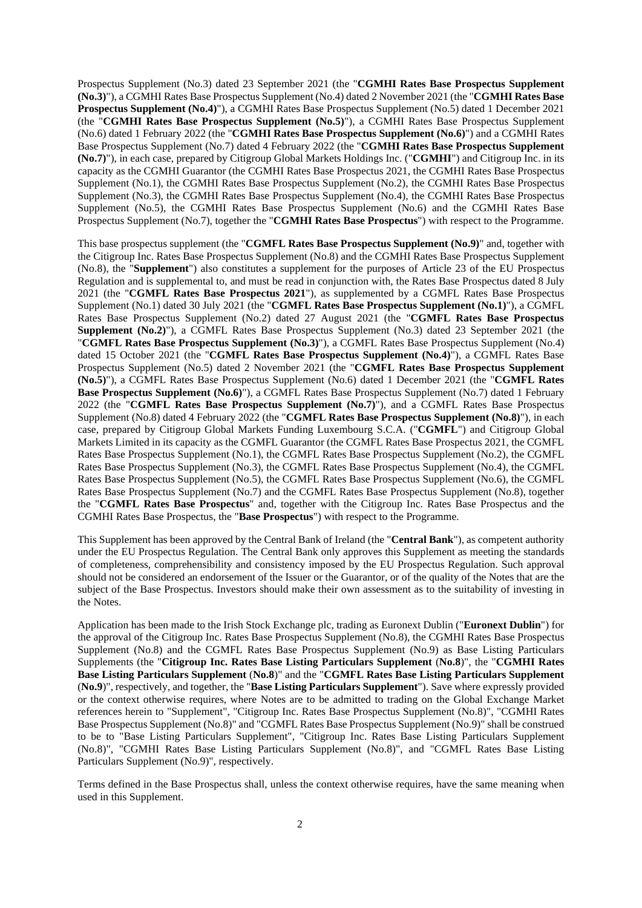Prospectus Supplement (No.3) dated 23 September 2021 (the "**CGMHI Rates Base Prospectus Supplement (No.3)**"), a CGMHI Rates Base Prospectus Supplement (No.4) dated 2 November 2021 (the "**CGMHI Rates Base Prospectus Supplement (No.4)**"), a CGMHI Rates Base Prospectus Supplement (No.5) dated 1 December 2021 (the "**CGMHI Rates Base Prospectus Supplement (No.5)**"), a CGMHI Rates Base Prospectus Supplement (No.6) dated 1 February 2022 (the "**CGMHI Rates Base Prospectus Supplement (No.6)**") and a CGMHI Rates Base Prospectus Supplement (No.7) dated 4 February 2022 (the "**CGMHI Rates Base Prospectus Supplement (No.7)**"), in each case, prepared by Citigroup Global Markets Holdings Inc. ("**CGMHI**") and Citigroup Inc. in its capacity as the CGMHI Guarantor (the CGMHI Rates Base Prospectus 2021, the CGMHI Rates Base Prospectus Supplement (No.1), the CGMHI Rates Base Prospectus Supplement (No.2), the CGMHI Rates Base Prospectus Supplement (No.3), the CGMHI Rates Base Prospectus Supplement (No.4), the CGMHI Rates Base Prospectus Supplement (No.5), the CGMHI Rates Base Prospectus Supplement (No.6) and the CGMHI Rates Base Prospectus Supplement (No.7), together the "**CGMHI Rates Base Prospectus**") with respect to the Programme.

This base prospectus supplement (the "**CGMFL Rates Base Prospectus Supplement (No.9)**" and, together with the Citigroup Inc. Rates Base Prospectus Supplement (No.8) and the CGMHI Rates Base Prospectus Supplement (No.8), the "**Supplement**") also constitutes a supplement for the purposes of Article 23 of the EU Prospectus Regulation and is supplemental to, and must be read in conjunction with, the Rates Base Prospectus dated 8 July 2021 (the "**CGMFL Rates Base Prospectus 2021**"), as supplemented by a CGMFL Rates Base Prospectus Supplement (No.1) dated 30 July 2021 (the "**CGMFL Rates Base Prospectus Supplement (No.1)**"), a CGMFL Rates Base Prospectus Supplement (No.2) dated 27 August 2021 (the "**CGMFL Rates Base Prospectus Supplement (No.2)**"), a CGMFL Rates Base Prospectus Supplement (No.3) dated 23 September 2021 (the "**CGMFL Rates Base Prospectus Supplement (No.3)**"), a CGMFL Rates Base Prospectus Supplement (No.4) dated 15 October 2021 (the "**CGMFL Rates Base Prospectus Supplement (No.4)**"), a CGMFL Rates Base Prospectus Supplement (No.5) dated 2 November 2021 (the "**CGMFL Rates Base Prospectus Supplement (No.5)**"), a CGMFL Rates Base Prospectus Supplement (No.6) dated 1 December 2021 (the "**CGMFL Rates Base Prospectus Supplement (No.6)**"), a CGMFL Rates Base Prospectus Supplement (No.7) dated 1 February 2022 (the "**CGMFL Rates Base Prospectus Supplement (No.7)**"), and a CGMFL Rates Base Prospectus Supplement (No.8) dated 4 February 2022 (the "**CGMFL Rates Base Prospectus Supplement (No.8)**"), in each case, prepared by Citigroup Global Markets Funding Luxembourg S.C.A. ("**CGMFL**") and Citigroup Global Markets Limited in its capacity as the CGMFL Guarantor (the CGMFL Rates Base Prospectus 2021, the CGMFL Rates Base Prospectus Supplement (No.1), the CGMFL Rates Base Prospectus Supplement (No.2), the CGMFL Rates Base Prospectus Supplement (No.3), the CGMFL Rates Base Prospectus Supplement (No.4), the CGMFL Rates Base Prospectus Supplement (No.5), the CGMFL Rates Base Prospectus Supplement (No.6), the CGMFL Rates Base Prospectus Supplement (No.7) and the CGMFL Rates Base Prospectus Supplement (No.8), together the "**CGMFL Rates Base Prospectus**" and, together with the Citigroup Inc. Rates Base Prospectus and the CGMHI Rates Base Prospectus, the "**Base Prospectus**") with respect to the Programme.

This Supplement has been approved by the Central Bank of Ireland (the "**Central Bank**"), as competent authority under the EU Prospectus Regulation. The Central Bank only approves this Supplement as meeting the standards of completeness, comprehensibility and consistency imposed by the EU Prospectus Regulation. Such approval should not be considered an endorsement of the Issuer or the Guarantor, or of the quality of the Notes that are the subject of the Base Prospectus. Investors should make their own assessment as to the suitability of investing in the Notes.

Application has been made to the Irish Stock Exchange plc, trading as Euronext Dublin ("**Euronext Dublin**") for the approval of the Citigroup Inc. Rates Base Prospectus Supplement (No.8), the CGMHI Rates Base Prospectus Supplement (No.8) and the CGMFL Rates Base Prospectus Supplement (No.9) as Base Listing Particulars Supplements (the "**Citigroup Inc. Rates Base Listing Particulars Supplement** (**No.8**)", the "**CGMHI Rates Base Listing Particulars Supplement** (**No.8**)" and the "**CGMFL Rates Base Listing Particulars Supplement** (**No.9**)", respectively, and together, the "**Base Listing Particulars Supplement**"). Save where expressly provided or the context otherwise requires, where Notes are to be admitted to trading on the Global Exchange Market references herein to "Supplement", "Citigroup Inc. Rates Base Prospectus Supplement (No.8)", "CGMHI Rates Base Prospectus Supplement (No.8)" and "CGMFL Rates Base Prospectus Supplement (No.9)" shall be construed to be to "Base Listing Particulars Supplement", "Citigroup Inc. Rates Base Listing Particulars Supplement (No.8)", "CGMHI Rates Base Listing Particulars Supplement (No.8)", and "CGMFL Rates Base Listing Particulars Supplement (No.9)", respectively.

Terms defined in the Base Prospectus shall, unless the context otherwise requires, have the same meaning when used in this Supplement.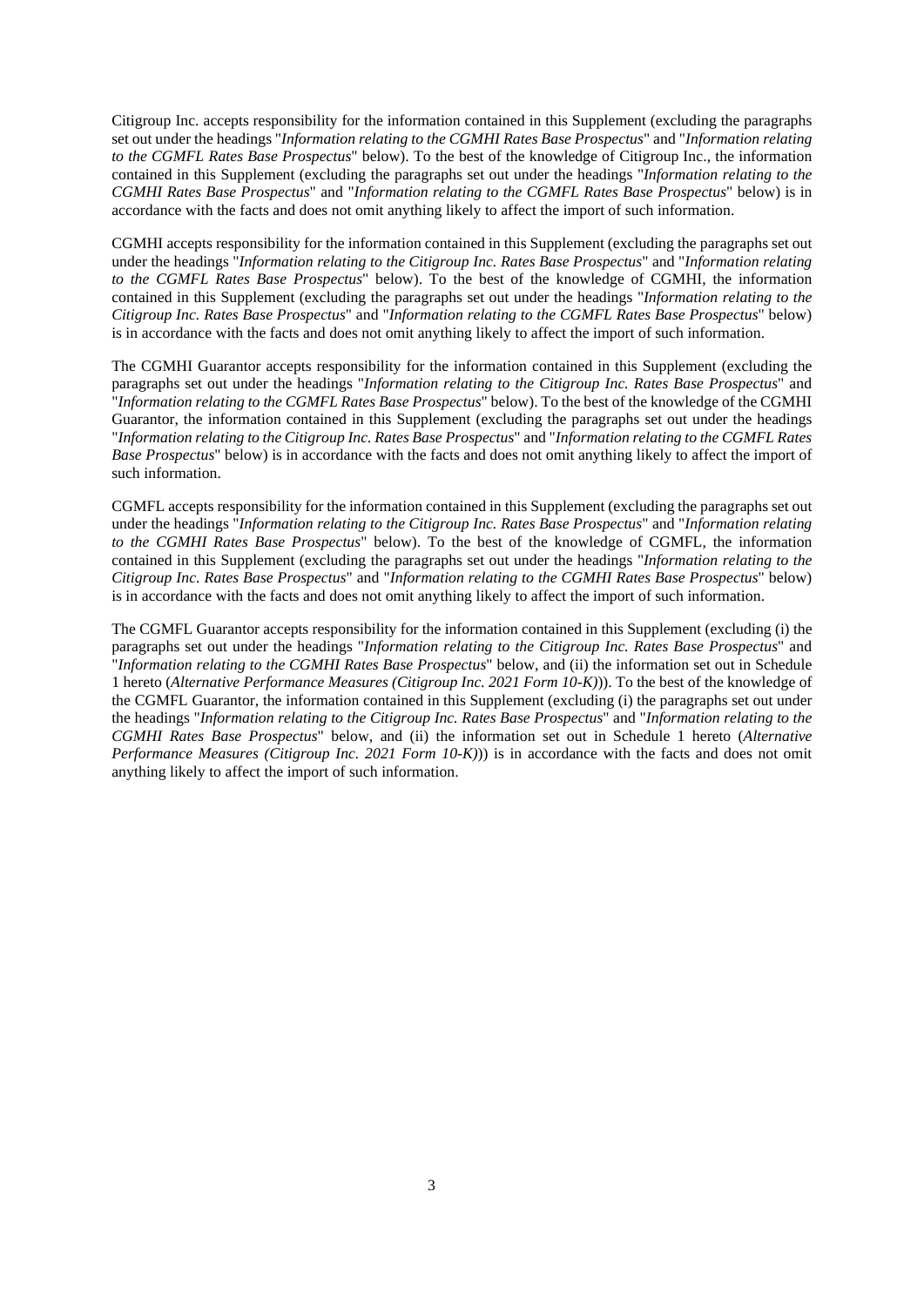Citigroup Inc. accepts responsibility for the information contained in this Supplement (excluding the paragraphs set out under the headings "*Information relating to the CGMHI Rates Base Prospectus*" and "*Information relating to the CGMFL Rates Base Prospectus*" below). To the best of the knowledge of Citigroup Inc., the information contained in this Supplement (excluding the paragraphs set out under the headings "*Information relating to the CGMHI Rates Base Prospectus*" and "*Information relating to the CGMFL Rates Base Prospectus*" below) is in accordance with the facts and does not omit anything likely to affect the import of such information.

CGMHI accepts responsibility for the information contained in this Supplement (excluding the paragraphs set out under the headings "*Information relating to the Citigroup Inc. Rates Base Prospectus*" and "*Information relating to the CGMFL Rates Base Prospectus*" below). To the best of the knowledge of CGMHI, the information contained in this Supplement (excluding the paragraphs set out under the headings "*Information relating to the Citigroup Inc. Rates Base Prospectus*" and "*Information relating to the CGMFL Rates Base Prospectus*" below) is in accordance with the facts and does not omit anything likely to affect the import of such information.

The CGMHI Guarantor accepts responsibility for the information contained in this Supplement (excluding the paragraphs set out under the headings "*Information relating to the Citigroup Inc. Rates Base Prospectus*" and "*Information relating to the CGMFL Rates Base Prospectus*" below). To the best of the knowledge of the CGMHI Guarantor, the information contained in this Supplement (excluding the paragraphs set out under the headings "*Information relating to the Citigroup Inc. Rates Base Prospectus*" and "*Information relating to the CGMFL Rates Base Prospectus*" below) is in accordance with the facts and does not omit anything likely to affect the import of such information.

CGMFL accepts responsibility for the information contained in this Supplement (excluding the paragraphs set out under the headings "*Information relating to the Citigroup Inc. Rates Base Prospectus*" and "*Information relating to the CGMHI Rates Base Prospectus*" below). To the best of the knowledge of CGMFL, the information contained in this Supplement (excluding the paragraphs set out under the headings "*Information relating to the Citigroup Inc. Rates Base Prospectus*" and "*Information relating to the CGMHI Rates Base Prospectus*" below) is in accordance with the facts and does not omit anything likely to affect the import of such information.

The CGMFL Guarantor accepts responsibility for the information contained in this Supplement (excluding (i) the paragraphs set out under the headings "*Information relating to the Citigroup Inc. Rates Base Prospectus*" and "*Information relating to the CGMHI Rates Base Prospectus*" below, and (ii) the information set out in Schedule 1 hereto (*Alternative Performance Measures (Citigroup Inc. 2021 Form 10-K)*)). To the best of the knowledge of the CGMFL Guarantor, the information contained in this Supplement (excluding (i) the paragraphs set out under the headings "*Information relating to the Citigroup Inc. Rates Base Prospectus*" and "*Information relating to the CGMHI Rates Base Prospectus*" below, and (ii) the information set out in Schedule 1 hereto (*Alternative Performance Measures (Citigroup Inc. 2021 Form 10-K)*)) is in accordance with the facts and does not omit anything likely to affect the import of such information.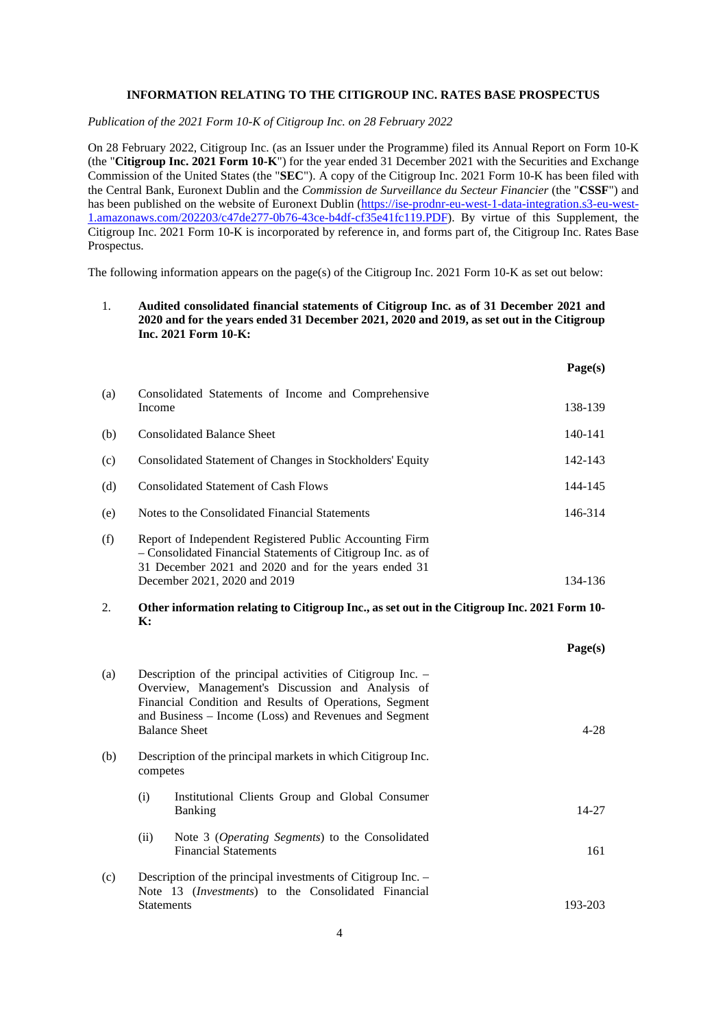**INFORMATION RELATING TO THE CITIGROUP INC. RATES BASE PROSPECTUS**

*Publication of the 2021 Form 10-K of Citigroup Inc. on 28 February 2022*

On 28 February 2022, Citigroup Inc. (as an Issuer under the Programme) filed its Annual Report on Form 10-K (the "**Citigroup Inc. 2021 Form 10-K**") for the year ended 31 December 2021 with the Securities and Exchange Commission of the United States (the "**SEC**"). A copy of the Citigroup Inc. 2021 Form 10-K has been filed with the Central Bank, Euronext Dublin and the *Commission de Surveillance du Secteur Financier* (the "**CSSF**") and has been published on the website of Euronext Dublin (https://ise-prodnr-eu-west-1-data-integration.s3-eu-west-1.amazonaws.com/202203/c47de277-0b76-43ce-b4df-cf35e41fc119.PDF). By virtue of this Supplement, the Citigroup Inc. 2021 Form 10-K is incorporated by reference in, and forms part of, the Citigroup Inc. Rates Base Prospectus.

The following information appears on the page(s) of the Citigroup Inc. 2021 Form 10-K as set out below:

1. **Audited consolidated financial statements of Citigroup Inc. as of 31 December 2021 and 2020 and for the years ended 31 December 2021, 2020 and 2019, as set out in the Citigroup Inc. 2021 Form 10-K:**

| | | Page(s) |
|---|---|---|
| (a) | Consolidated Statements of Income and Comprehensive Income | 138-139 |
| (b) | Consolidated Balance Sheet | 140-141 |
| (c) | Consolidated Statement of Changes in Stockholders' Equity | 142-143 |
| (d) | Consolidated Statement of Cash Flows | 144-145 |
| (e) | Notes to the Consolidated Financial Statements | 146-314 |
| (f) | Report of Independent Registered Public Accounting Firm – Consolidated Financial Statements of Citigroup Inc. as of 31 December 2021 and 2020 and for the years ended 31 December 2021, 2020 and 2019 | 134-136 |

2. **Other information relating to Citigroup Inc., as set out in the Citigroup Inc. 2021 Form 10-K:**

| | | | Page(s) |
|---|---|---|---|
| (a) | Description of the principal activities of Citigroup Inc. – Overview, Management's Discussion and Analysis of Financial Condition and Results of Operations, Segment and Business – Income (Loss) and Revenues and Segment Balance Sheet | | 4-28 |
| (b) | Description of the principal markets in which Citigroup Inc. competes | | |
| | (i) | Institutional Clients Group and Global Consumer Banking | 14-27 |
| | (ii) | Note 3 (*Operating Segments*) to the Consolidated Financial Statements | 161 |
| (c) | Description of the principal investments of Citigroup Inc. – Note 13 (*Investments*) to the Consolidated Financial Statements | | 193-203 |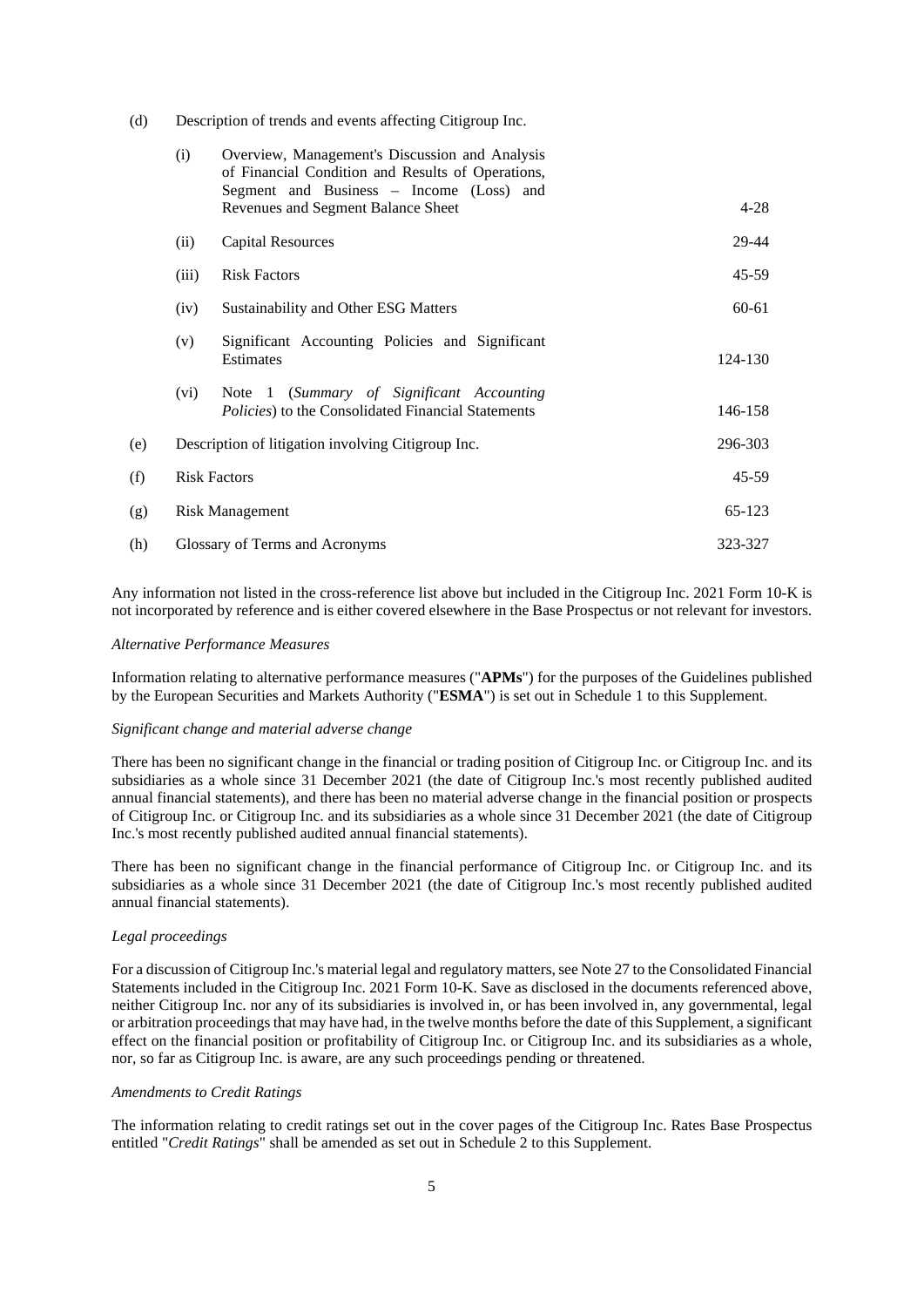| | | | |
|---|---|---|---|
| (d) | Description of trends and events affecting Citigroup Inc. | | |
| | (i) | Overview, Management's Discussion and Analysis of Financial Condition and Results of Operations, Segment and Business – Income (Loss) and Revenues and Segment Balance Sheet | 4-28 |
| | (ii) | Capital Resources | 29-44 |
| | (iii) | Risk Factors | 45-59 |
| | (iv) | Sustainability and Other ESG Matters | 60-61 |
| | (v) | Significant Accounting Policies and Significant Estimates | 124-130 |
| | (vi) | Note 1 (*Summary of Significant Accounting Policies*) to the Consolidated Financial Statements | 146-158 |
| (e) | Description of litigation involving Citigroup Inc. | | 296-303 |
| (f) | Risk Factors | | 45-59 |
| (g) | Risk Management | | 65-123 |
| (h) | Glossary of Terms and Acronyms | | 323-327 |

Any information not listed in the cross-reference list above but included in the Citigroup Inc. 2021 Form 10-K is not incorporated by reference and is either covered elsewhere in the Base Prospectus or not relevant for investors.

*Alternative Performance Measures*

Information relating to alternative performance measures ("**APMs**") for the purposes of the Guidelines published by the European Securities and Markets Authority ("**ESMA**") is set out in Schedule 1 to this Supplement.

*Significant change and material adverse change*

There has been no significant change in the financial or trading position of Citigroup Inc. or Citigroup Inc. and its subsidiaries as a whole since 31 December 2021 (the date of Citigroup Inc.'s most recently published audited annual financial statements), and there has been no material adverse change in the financial position or prospects of Citigroup Inc. or Citigroup Inc. and its subsidiaries as a whole since 31 December 2021 (the date of Citigroup Inc.'s most recently published audited annual financial statements).

There has been no significant change in the financial performance of Citigroup Inc. or Citigroup Inc. and its subsidiaries as a whole since 31 December 2021 (the date of Citigroup Inc.'s most recently published audited annual financial statements).

*Legal proceedings*

For a discussion of Citigroup Inc.'s material legal and regulatory matters, see Note 27 to the Consolidated Financial Statements included in the Citigroup Inc. 2021 Form 10-K. Save as disclosed in the documents referenced above, neither Citigroup Inc. nor any of its subsidiaries is involved in, or has been involved in, any governmental, legal or arbitration proceedings that may have had, in the twelve months before the date of this Supplement, a significant effect on the financial position or profitability of Citigroup Inc. or Citigroup Inc. and its subsidiaries as a whole, nor, so far as Citigroup Inc. is aware, are any such proceedings pending or threatened.

*Amendments to Credit Ratings*

The information relating to credit ratings set out in the cover pages of the Citigroup Inc. Rates Base Prospectus entitled "*Credit Ratings*" shall be amended as set out in Schedule 2 to this Supplement.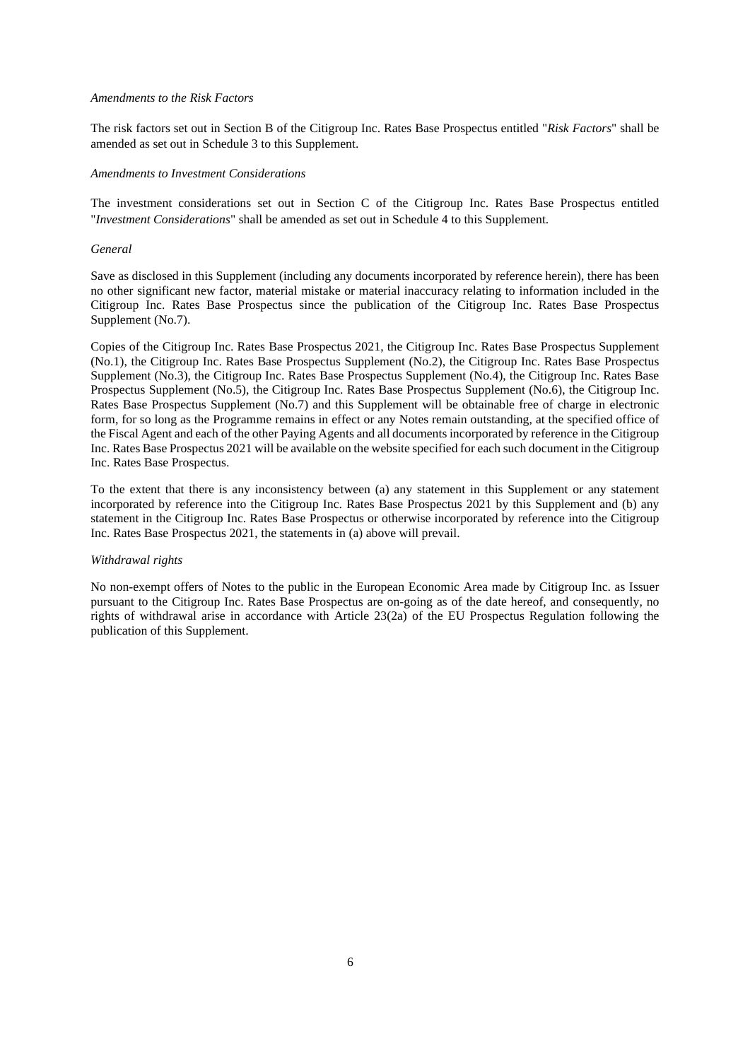*Amendments to the Risk Factors*

The risk factors set out in Section B of the Citigroup Inc. Rates Base Prospectus entitled "*Risk Factors*" shall be amended as set out in Schedule 3 to this Supplement.

*Amendments to Investment Considerations*

The investment considerations set out in Section C of the Citigroup Inc. Rates Base Prospectus entitled "*Investment Considerations*" shall be amended as set out in Schedule 4 to this Supplement.

*General*

Save as disclosed in this Supplement (including any documents incorporated by reference herein), there has been no other significant new factor, material mistake or material inaccuracy relating to information included in the Citigroup Inc. Rates Base Prospectus since the publication of the Citigroup Inc. Rates Base Prospectus Supplement (No.7).

Copies of the Citigroup Inc. Rates Base Prospectus 2021, the Citigroup Inc. Rates Base Prospectus Supplement (No.1), the Citigroup Inc. Rates Base Prospectus Supplement (No.2), the Citigroup Inc. Rates Base Prospectus Supplement (No.3), the Citigroup Inc. Rates Base Prospectus Supplement (No.4), the Citigroup Inc. Rates Base Prospectus Supplement (No.5), the Citigroup Inc. Rates Base Prospectus Supplement (No.6), the Citigroup Inc. Rates Base Prospectus Supplement (No.7) and this Supplement will be obtainable free of charge in electronic form, for so long as the Programme remains in effect or any Notes remain outstanding, at the specified office of the Fiscal Agent and each of the other Paying Agents and all documents incorporated by reference in the Citigroup Inc. Rates Base Prospectus 2021 will be available on the website specified for each such document in the Citigroup Inc. Rates Base Prospectus.

To the extent that there is any inconsistency between (a) any statement in this Supplement or any statement incorporated by reference into the Citigroup Inc. Rates Base Prospectus 2021 by this Supplement and (b) any statement in the Citigroup Inc. Rates Base Prospectus or otherwise incorporated by reference into the Citigroup Inc. Rates Base Prospectus 2021, the statements in (a) above will prevail.

*Withdrawal rights*

No non-exempt offers of Notes to the public in the European Economic Area made by Citigroup Inc. as Issuer pursuant to the Citigroup Inc. Rates Base Prospectus are on-going as of the date hereof, and consequently, no rights of withdrawal arise in accordance with Article 23(2a) of the EU Prospectus Regulation following the publication of this Supplement.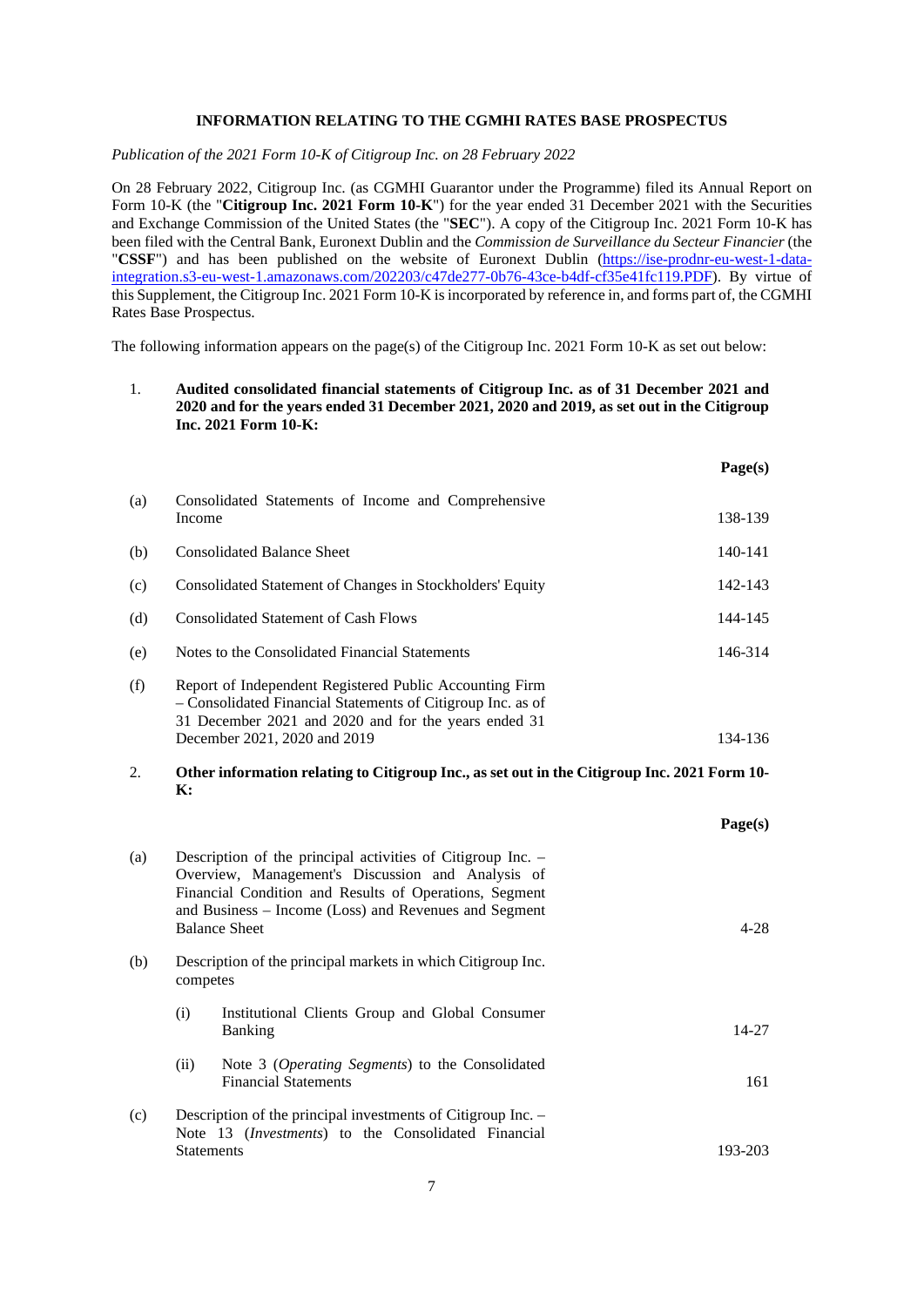## INFORMATION RELATING TO THE CGMHI RATES BASE PROSPECTUS

*Publication of the 2021 Form 10-K of Citigroup Inc. on 28 February 2022*

On 28 February 2022, Citigroup Inc. (as CGMHI Guarantor under the Programme) filed its Annual Report on Form 10-K (the "**Citigroup Inc. 2021 Form 10-K**") for the year ended 31 December 2021 with the Securities and Exchange Commission of the United States (the "**SEC**"). A copy of the Citigroup Inc. 2021 Form 10-K has been filed with the Central Bank, Euronext Dublin and the *Commission de Surveillance du Secteur Financier* (the "**CSSF**") and has been published on the website of Euronext Dublin (https://ise-prodnr-eu-west-1-data-integration.s3-eu-west-1.amazonaws.com/202203/c47de277-0b76-43ce-b4df-cf35e41fc119.PDF). By virtue of this Supplement, the Citigroup Inc. 2021 Form 10-K is incorporated by reference in, and forms part of, the CGMHI Rates Base Prospectus.

The following information appears on the page(s) of the Citigroup Inc. 2021 Form 10-K as set out below:

1. **Audited consolidated financial statements of Citigroup Inc. as of 31 December 2021 and 2020 and for the years ended 31 December 2021, 2020 and 2019, as set out in the Citigroup Inc. 2021 Form 10-K:**

| | | **Page(s)** |
|---|---|---|
| (a) | Consolidated Statements of Income and Comprehensive Income | 138-139 |
| (b) | Consolidated Balance Sheet | 140-141 |
| (c) | Consolidated Statement of Changes in Stockholders' Equity | 142-143 |
| (d) | Consolidated Statement of Cash Flows | 144-145 |
| (e) | Notes to the Consolidated Financial Statements | 146-314 |
| (f) | Report of Independent Registered Public Accounting Firm – Consolidated Financial Statements of Citigroup Inc. as of 31 December 2021 and 2020 and for the years ended 31 December 2021, 2020 and 2019 | 134-136 |

2. **Other information relating to Citigroup Inc., as set out in the Citigroup Inc. 2021 Form 10-K:**

| | | **Page(s)** |
|---|---|---|
| (a) | Description of the principal activities of Citigroup Inc. – Overview, Management's Discussion and Analysis of Financial Condition and Results of Operations, Segment and Business – Income (Loss) and Revenues and Segment Balance Sheet | 4-28 |
| (b) | Description of the principal markets in which Citigroup Inc. competes | |
| | (i) Institutional Clients Group and Global Consumer Banking | 14-27 |
| | (ii) Note 3 (*Operating Segments*) to the Consolidated Financial Statements | 161 |
| (c) | Description of the principal investments of Citigroup Inc. – Note 13 (*Investments*) to the Consolidated Financial Statements | 193-203 |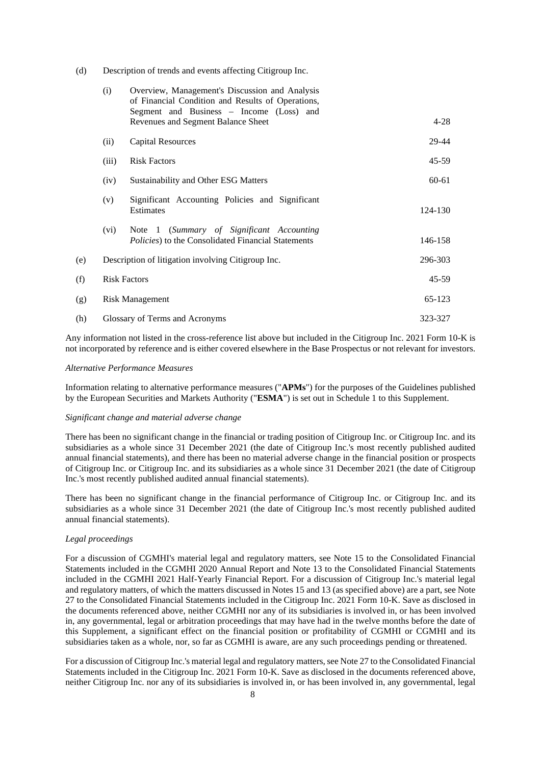| | | | |
|---|---|---|---|
| (d) | Description of trends and events affecting Citigroup Inc. | | |
| | (i) | Overview, Management's Discussion and Analysis of Financial Condition and Results of Operations, Segment and Business – Income (Loss) and Revenues and Segment Balance Sheet | 4-28 |
| | (ii) | Capital Resources | 29-44 |
| | (iii) | Risk Factors | 45-59 |
| | (iv) | Sustainability and Other ESG Matters | 60-61 |
| | (v) | Significant Accounting Policies and Significant Estimates | 124-130 |
| | (vi) | Note 1 (*Summary of Significant Accounting Policies*) to the Consolidated Financial Statements | 146-158 |
| (e) | Description of litigation involving Citigroup Inc. | | 296-303 |
| (f) | Risk Factors | | 45-59 |
| (g) | Risk Management | | 65-123 |
| (h) | Glossary of Terms and Acronyms | | 323-327 |

Any information not listed in the cross-reference list above but included in the Citigroup Inc. 2021 Form 10-K is not incorporated by reference and is either covered elsewhere in the Base Prospectus or not relevant for investors.

*Alternative Performance Measures*

Information relating to alternative performance measures ("**APMs**") for the purposes of the Guidelines published by the European Securities and Markets Authority ("**ESMA**") is set out in Schedule 1 to this Supplement.

*Significant change and material adverse change*

There has been no significant change in the financial or trading position of Citigroup Inc. or Citigroup Inc. and its subsidiaries as a whole since 31 December 2021 (the date of Citigroup Inc.'s most recently published audited annual financial statements), and there has been no material adverse change in the financial position or prospects of Citigroup Inc. or Citigroup Inc. and its subsidiaries as a whole since 31 December 2021 (the date of Citigroup Inc.'s most recently published audited annual financial statements).

There has been no significant change in the financial performance of Citigroup Inc. or Citigroup Inc. and its subsidiaries as a whole since 31 December 2021 (the date of Citigroup Inc.'s most recently published audited annual financial statements).

*Legal proceedings*

For a discussion of CGMHI's material legal and regulatory matters, see Note 15 to the Consolidated Financial Statements included in the CGMHI 2020 Annual Report and Note 13 to the Consolidated Financial Statements included in the CGMHI 2021 Half-Yearly Financial Report. For a discussion of Citigroup Inc.'s material legal and regulatory matters, of which the matters discussed in Notes 15 and 13 (as specified above) are a part, see Note 27 to the Consolidated Financial Statements included in the Citigroup Inc. 2021 Form 10-K. Save as disclosed in the documents referenced above, neither CGMHI nor any of its subsidiaries is involved in, or has been involved in, any governmental, legal or arbitration proceedings that may have had in the twelve months before the date of this Supplement, a significant effect on the financial position or profitability of CGMHI or CGMHI and its subsidiaries taken as a whole, nor, so far as CGMHI is aware, are any such proceedings pending or threatened.

For a discussion of Citigroup Inc.'s material legal and regulatory matters, see Note 27 to the Consolidated Financial Statements included in the Citigroup Inc. 2021 Form 10-K. Save as disclosed in the documents referenced above, neither Citigroup Inc. nor any of its subsidiaries is involved in, or has been involved in, any governmental, legal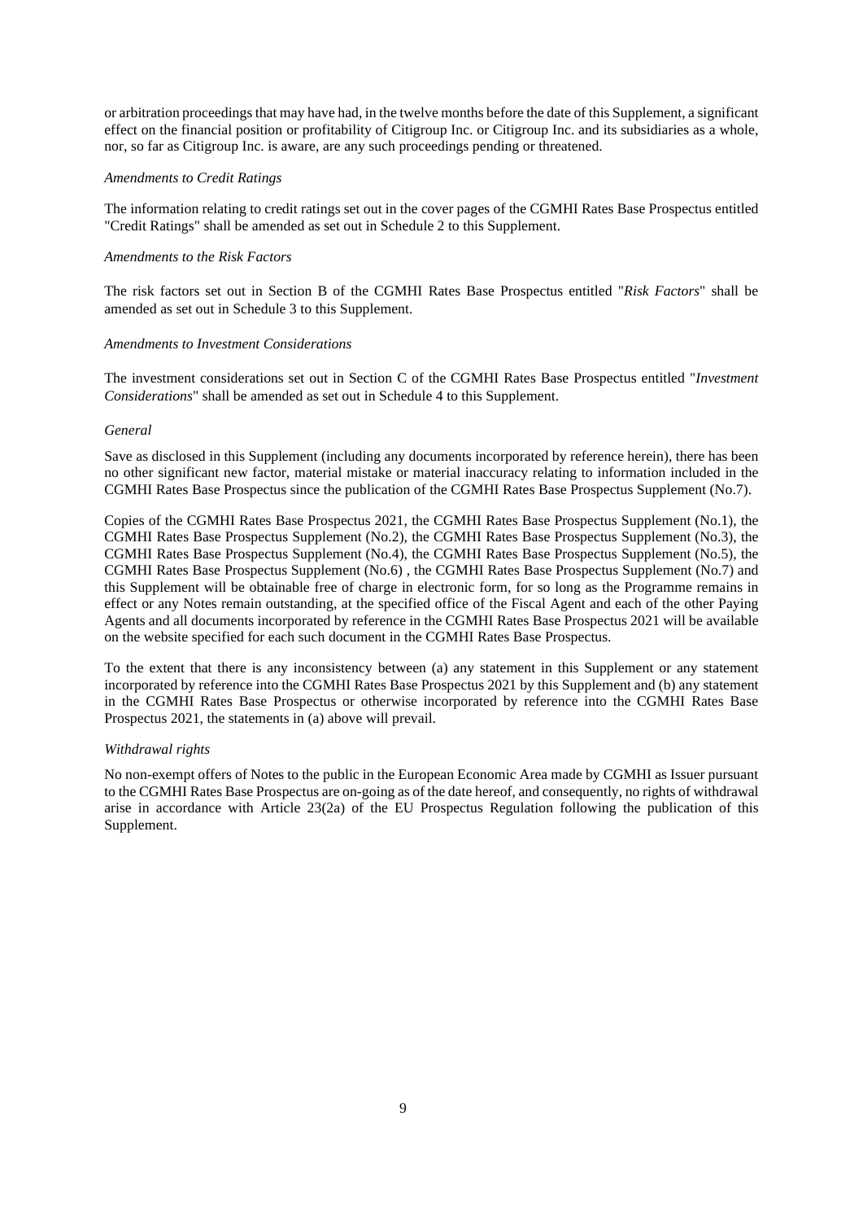or arbitration proceedings that may have had, in the twelve months before the date of this Supplement, a significant effect on the financial position or profitability of Citigroup Inc. or Citigroup Inc. and its subsidiaries as a whole, nor, so far as Citigroup Inc. is aware, are any such proceedings pending or threatened.

*Amendments to Credit Ratings*

The information relating to credit ratings set out in the cover pages of the CGMHI Rates Base Prospectus entitled "Credit Ratings" shall be amended as set out in Schedule 2 to this Supplement.

*Amendments to the Risk Factors*

The risk factors set out in Section B of the CGMHI Rates Base Prospectus entitled "*Risk Factors*" shall be amended as set out in Schedule 3 to this Supplement.

*Amendments to Investment Considerations*

The investment considerations set out in Section C of the CGMHI Rates Base Prospectus entitled "*Investment Considerations*" shall be amended as set out in Schedule 4 to this Supplement.

*General*

Save as disclosed in this Supplement (including any documents incorporated by reference herein), there has been no other significant new factor, material mistake or material inaccuracy relating to information included in the CGMHI Rates Base Prospectus since the publication of the CGMHI Rates Base Prospectus Supplement (No.7).

Copies of the CGMHI Rates Base Prospectus 2021, the CGMHI Rates Base Prospectus Supplement (No.1), the CGMHI Rates Base Prospectus Supplement (No.2), the CGMHI Rates Base Prospectus Supplement (No.3), the CGMHI Rates Base Prospectus Supplement (No.4), the CGMHI Rates Base Prospectus Supplement (No.5), the CGMHI Rates Base Prospectus Supplement (No.6) , the CGMHI Rates Base Prospectus Supplement (No.7) and this Supplement will be obtainable free of charge in electronic form, for so long as the Programme remains in effect or any Notes remain outstanding, at the specified office of the Fiscal Agent and each of the other Paying Agents and all documents incorporated by reference in the CGMHI Rates Base Prospectus 2021 will be available on the website specified for each such document in the CGMHI Rates Base Prospectus.

To the extent that there is any inconsistency between (a) any statement in this Supplement or any statement incorporated by reference into the CGMHI Rates Base Prospectus 2021 by this Supplement and (b) any statement in the CGMHI Rates Base Prospectus or otherwise incorporated by reference into the CGMHI Rates Base Prospectus 2021, the statements in (a) above will prevail.

*Withdrawal rights*

No non-exempt offers of Notes to the public in the European Economic Area made by CGMHI as Issuer pursuant to the CGMHI Rates Base Prospectus are on-going as of the date hereof, and consequently, no rights of withdrawal arise in accordance with Article 23(2a) of the EU Prospectus Regulation following the publication of this Supplement.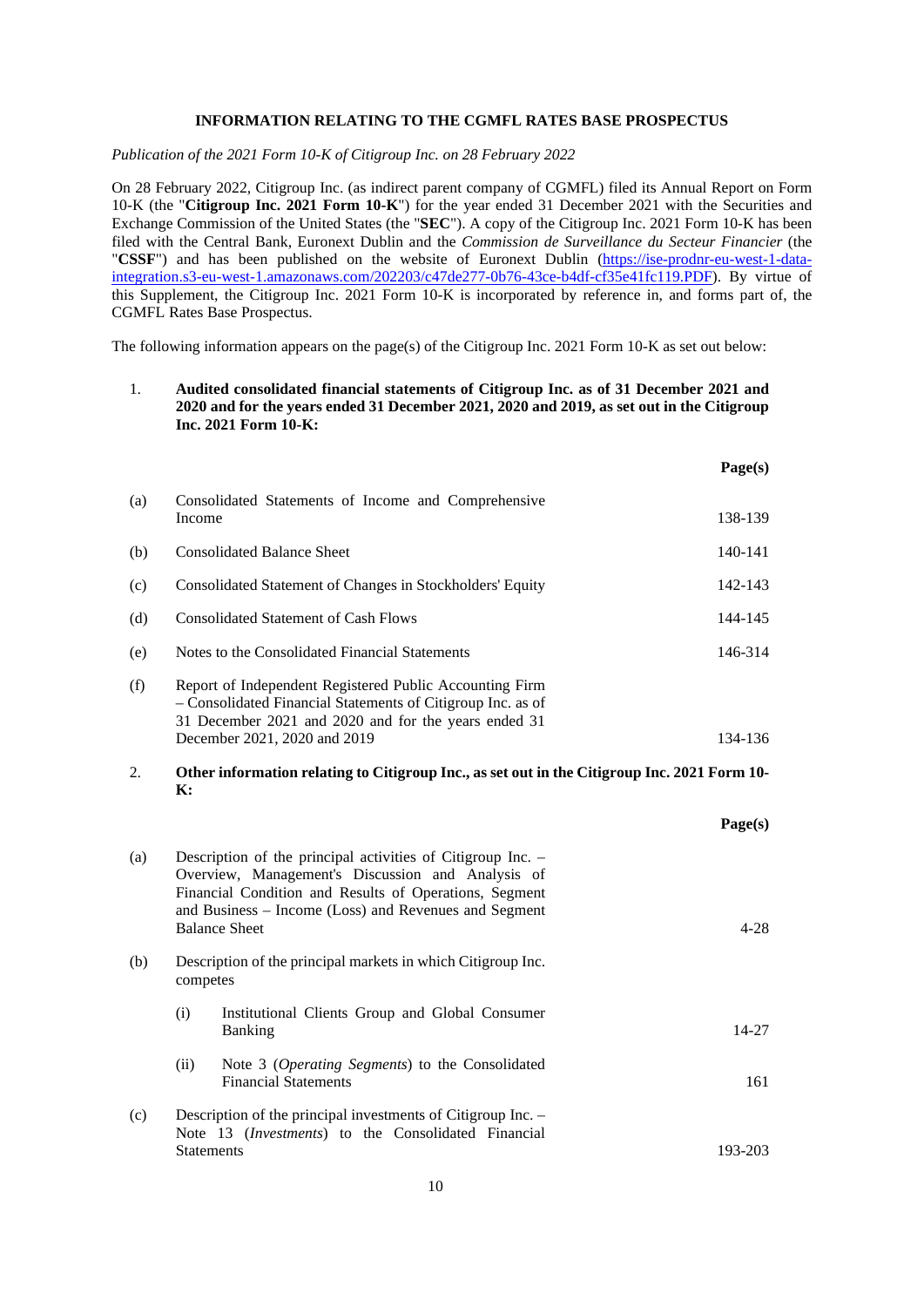**INFORMATION RELATING TO THE CGMFL RATES BASE PROSPECTUS**

*Publication of the 2021 Form 10-K of Citigroup Inc. on 28 February 2022*

On 28 February 2022, Citigroup Inc. (as indirect parent company of CGMFL) filed its Annual Report on Form 10-K (the "**Citigroup Inc. 2021 Form 10-K**") for the year ended 31 December 2021 with the Securities and Exchange Commission of the United States (the "**SEC**"). A copy of the Citigroup Inc. 2021 Form 10-K has been filed with the Central Bank, Euronext Dublin and the *Commission de Surveillance du Secteur Financier* (the "**CSSF**") and has been published on the website of Euronext Dublin (https://ise-prodnr-eu-west-1-data-integration.s3-eu-west-1.amazonaws.com/202203/c47de277-0b76-43ce-b4df-cf35e41fc119.PDF). By virtue of this Supplement, the Citigroup Inc. 2021 Form 10-K is incorporated by reference in, and forms part of, the CGMFL Rates Base Prospectus.

The following information appears on the page(s) of the Citigroup Inc. 2021 Form 10-K as set out below:

1. **Audited consolidated financial statements of Citigroup Inc. as of 31 December 2021 and 2020 and for the years ended 31 December 2021, 2020 and 2019, as set out in the Citigroup Inc. 2021 Form 10-K:**

| | | **Page(s)** |
|---|---|---|
| (a) | Consolidated Statements of Income and Comprehensive Income | 138-139 |
| (b) | Consolidated Balance Sheet | 140-141 |
| (c) | Consolidated Statement of Changes in Stockholders' Equity | 142-143 |
| (d) | Consolidated Statement of Cash Flows | 144-145 |
| (e) | Notes to the Consolidated Financial Statements | 146-314 |
| (f) | Report of Independent Registered Public Accounting Firm – Consolidated Financial Statements of Citigroup Inc. as of 31 December 2021 and 2020 and for the years ended 31 December 2021, 2020 and 2019 | 134-136 |

2. **Other information relating to Citigroup Inc., as set out in the Citigroup Inc. 2021 Form 10-K:**

| | | **Page(s)** |
|---|---|---|
| (a) | Description of the principal activities of Citigroup Inc. – Overview, Management's Discussion and Analysis of Financial Condition and Results of Operations, Segment and Business – Income (Loss) and Revenues and Segment Balance Sheet | 4-28 |
| (b) | Description of the principal markets in which Citigroup Inc. competes | |
| | (i) Institutional Clients Group and Global Consumer Banking | 14-27 |
| | (ii) Note 3 (*Operating Segments*) to the Consolidated Financial Statements | 161 |
| (c) | Description of the principal investments of Citigroup Inc. – Note 13 (*Investments*) to the Consolidated Financial Statements | 193-203 |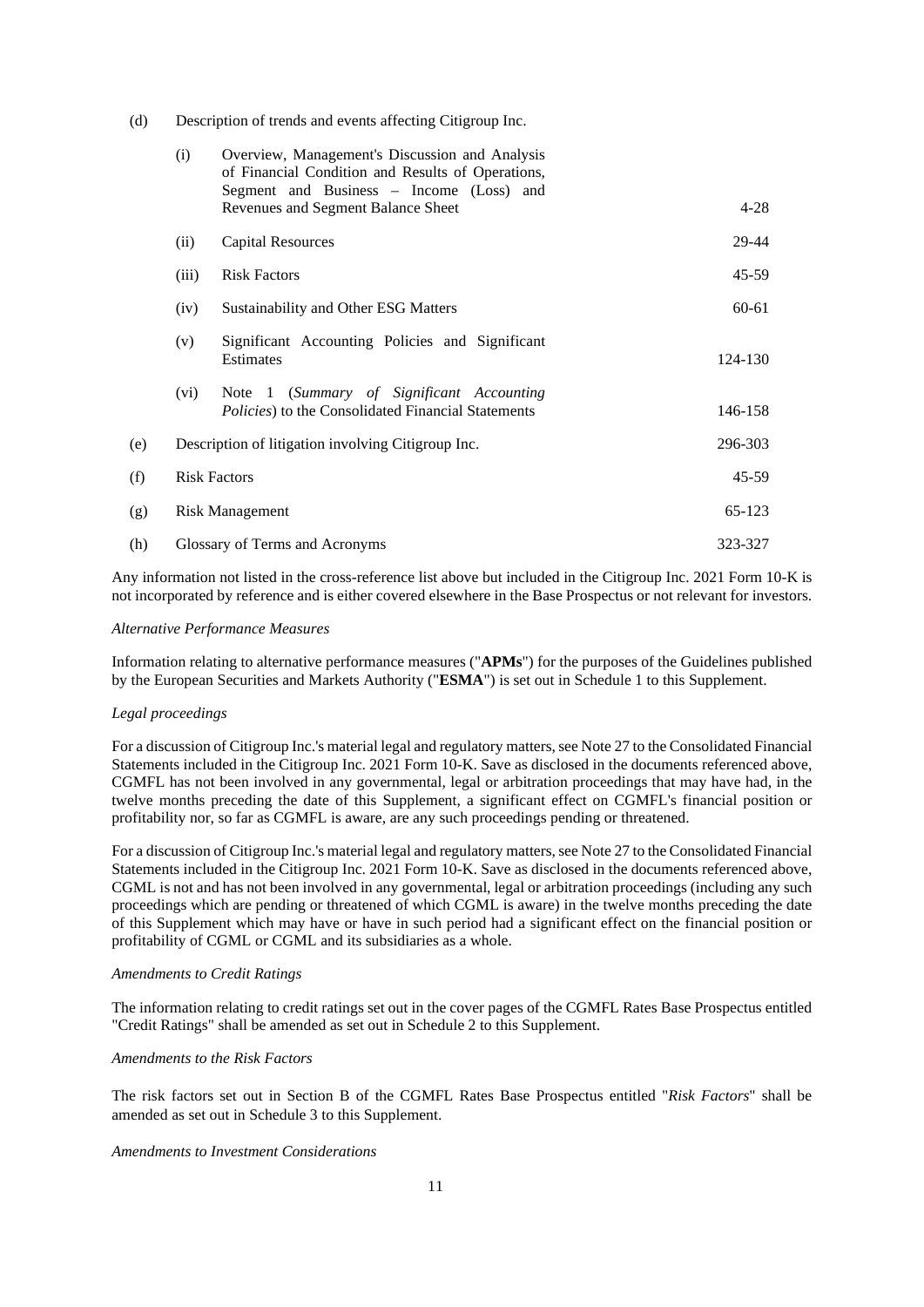| | | | |
|---|---|---|---|
| (d) | Description of trends and events affecting Citigroup Inc. | | |
| | (i) | Overview, Management's Discussion and Analysis of Financial Condition and Results of Operations, Segment and Business – Income (Loss) and Revenues and Segment Balance Sheet | 4-28 |
| | (ii) | Capital Resources | 29-44 |
| | (iii) | Risk Factors | 45-59 |
| | (iv) | Sustainability and Other ESG Matters | 60-61 |
| | (v) | Significant Accounting Policies and Significant Estimates | 124-130 |
| | (vi) | Note 1 (*Summary of Significant Accounting Policies*) to the Consolidated Financial Statements | 146-158 |
| (e) | Description of litigation involving Citigroup Inc. | | 296-303 |
| (f) | Risk Factors | | 45-59 |
| (g) | Risk Management | | 65-123 |
| (h) | Glossary of Terms and Acronyms | | 323-327 |

Any information not listed in the cross-reference list above but included in the Citigroup Inc. 2021 Form 10-K is not incorporated by reference and is either covered elsewhere in the Base Prospectus or not relevant for investors.

*Alternative Performance Measures*

Information relating to alternative performance measures ("**APMs**") for the purposes of the Guidelines published by the European Securities and Markets Authority ("**ESMA**") is set out in Schedule 1 to this Supplement.

*Legal proceedings*

For a discussion of Citigroup Inc.'s material legal and regulatory matters, see Note 27 to the Consolidated Financial Statements included in the Citigroup Inc. 2021 Form 10-K. Save as disclosed in the documents referenced above, CGMFL has not been involved in any governmental, legal or arbitration proceedings that may have had, in the twelve months preceding the date of this Supplement, a significant effect on CGMFL's financial position or profitability nor, so far as CGMFL is aware, are any such proceedings pending or threatened.

For a discussion of Citigroup Inc.'s material legal and regulatory matters, see Note 27 to the Consolidated Financial Statements included in the Citigroup Inc. 2021 Form 10-K. Save as disclosed in the documents referenced above, CGML is not and has not been involved in any governmental, legal or arbitration proceedings (including any such proceedings which are pending or threatened of which CGML is aware) in the twelve months preceding the date of this Supplement which may have or have in such period had a significant effect on the financial position or profitability of CGML or CGML and its subsidiaries as a whole.

*Amendments to Credit Ratings*

The information relating to credit ratings set out in the cover pages of the CGMFL Rates Base Prospectus entitled "Credit Ratings" shall be amended as set out in Schedule 2 to this Supplement.

*Amendments to the Risk Factors*

The risk factors set out in Section B of the CGMFL Rates Base Prospectus entitled "*Risk Factors*" shall be amended as set out in Schedule 3 to this Supplement.

*Amendments to Investment Considerations*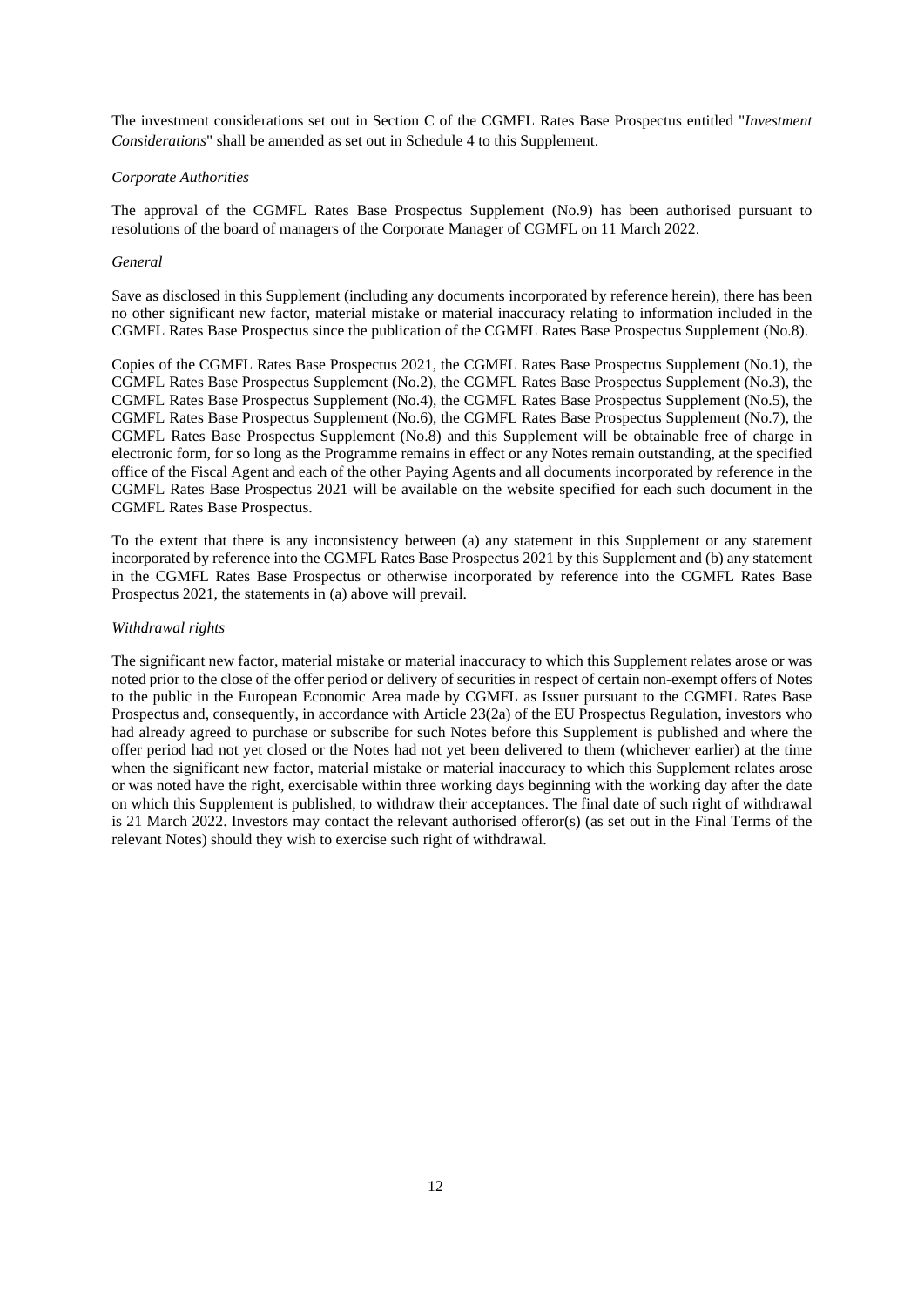The investment considerations set out in Section C of the CGMFL Rates Base Prospectus entitled "*Investment Considerations*" shall be amended as set out in Schedule 4 to this Supplement.

*Corporate Authorities*

The approval of the CGMFL Rates Base Prospectus Supplement (No.9) has been authorised pursuant to resolutions of the board of managers of the Corporate Manager of CGMFL on 11 March 2022.

*General*

Save as disclosed in this Supplement (including any documents incorporated by reference herein), there has been no other significant new factor, material mistake or material inaccuracy relating to information included in the CGMFL Rates Base Prospectus since the publication of the CGMFL Rates Base Prospectus Supplement (No.8).

Copies of the CGMFL Rates Base Prospectus 2021, the CGMFL Rates Base Prospectus Supplement (No.1), the CGMFL Rates Base Prospectus Supplement (No.2), the CGMFL Rates Base Prospectus Supplement (No.3), the CGMFL Rates Base Prospectus Supplement (No.4), the CGMFL Rates Base Prospectus Supplement (No.5), the CGMFL Rates Base Prospectus Supplement (No.6), the CGMFL Rates Base Prospectus Supplement (No.7), the CGMFL Rates Base Prospectus Supplement (No.8) and this Supplement will be obtainable free of charge in electronic form, for so long as the Programme remains in effect or any Notes remain outstanding, at the specified office of the Fiscal Agent and each of the other Paying Agents and all documents incorporated by reference in the CGMFL Rates Base Prospectus 2021 will be available on the website specified for each such document in the CGMFL Rates Base Prospectus.

To the extent that there is any inconsistency between (a) any statement in this Supplement or any statement incorporated by reference into the CGMFL Rates Base Prospectus 2021 by this Supplement and (b) any statement in the CGMFL Rates Base Prospectus or otherwise incorporated by reference into the CGMFL Rates Base Prospectus 2021, the statements in (a) above will prevail.

*Withdrawal rights*

The significant new factor, material mistake or material inaccuracy to which this Supplement relates arose or was noted prior to the close of the offer period or delivery of securities in respect of certain non-exempt offers of Notes to the public in the European Economic Area made by CGMFL as Issuer pursuant to the CGMFL Rates Base Prospectus and, consequently, in accordance with Article 23(2a) of the EU Prospectus Regulation, investors who had already agreed to purchase or subscribe for such Notes before this Supplement is published and where the offer period had not yet closed or the Notes had not yet been delivered to them (whichever earlier) at the time when the significant new factor, material mistake or material inaccuracy to which this Supplement relates arose or was noted have the right, exercisable within three working days beginning with the working day after the date on which this Supplement is published, to withdraw their acceptances. The final date of such right of withdrawal is 21 March 2022. Investors may contact the relevant authorised offeror(s) (as set out in the Final Terms of the relevant Notes) should they wish to exercise such right of withdrawal.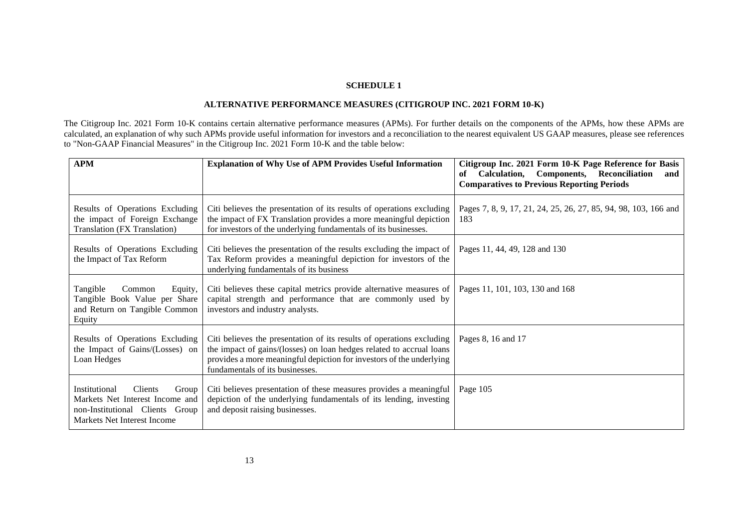**SCHEDULE 1**

**ALTERNATIVE PERFORMANCE MEASURES (CITIGROUP INC. 2021 FORM 10-K)**

The Citigroup Inc. 2021 Form 10-K contains certain alternative performance measures (APMs). For further details on the components of the APMs, how these APMs are calculated, an explanation of why such APMs provide useful information for investors and a reconciliation to the nearest equivalent US GAAP measures, please see references to "Non-GAAP Financial Measures" in the Citigroup Inc. 2021 Form 10-K and the table below:

| APM | Explanation of Why Use of APM Provides Useful Information | Citigroup Inc. 2021 Form 10-K Page Reference for Basis of Calculation, Components, Reconciliation and Comparatives to Previous Reporting Periods |
|---|---|---|
| Results of Operations Excluding the impact of Foreign Exchange Translation (FX Translation) | Citi believes the presentation of its results of operations excluding the impact of FX Translation provides a more meaningful depiction for investors of the underlying fundamentals of its businesses. | Pages 7, 8, 9, 17, 21, 24, 25, 26, 27, 85, 94, 98, 103, 166 and 183 |
| Results of Operations Excluding the Impact of Tax Reform | Citi believes the presentation of the results excluding the impact of Tax Reform provides a meaningful depiction for investors of the underlying fundamentals of its business | Pages 11, 44, 49, 128 and 130 |
| Tangible Common Equity, Tangible Book Value per Share and Return on Tangible Common Equity | Citi believes these capital metrics provide alternative measures of capital strength and performance that are commonly used by investors and industry analysts. | Pages 11, 101, 103, 130 and 168 |
| Results of Operations Excluding the Impact of Gains/(Losses) on Loan Hedges | Citi believes the presentation of its results of operations excluding the impact of gains/(losses) on loan hedges related to accrual loans provides a more meaningful depiction for investors of the underlying fundamentals of its businesses. | Pages 8, 16 and 17 |
| Institutional Clients Group Markets Net Interest Income and non-Institutional Clients Group Markets Net Interest Income | Citi believes presentation of these measures provides a meaningful depiction of the underlying fundamentals of its lending, investing and deposit raising businesses. | Page 105 |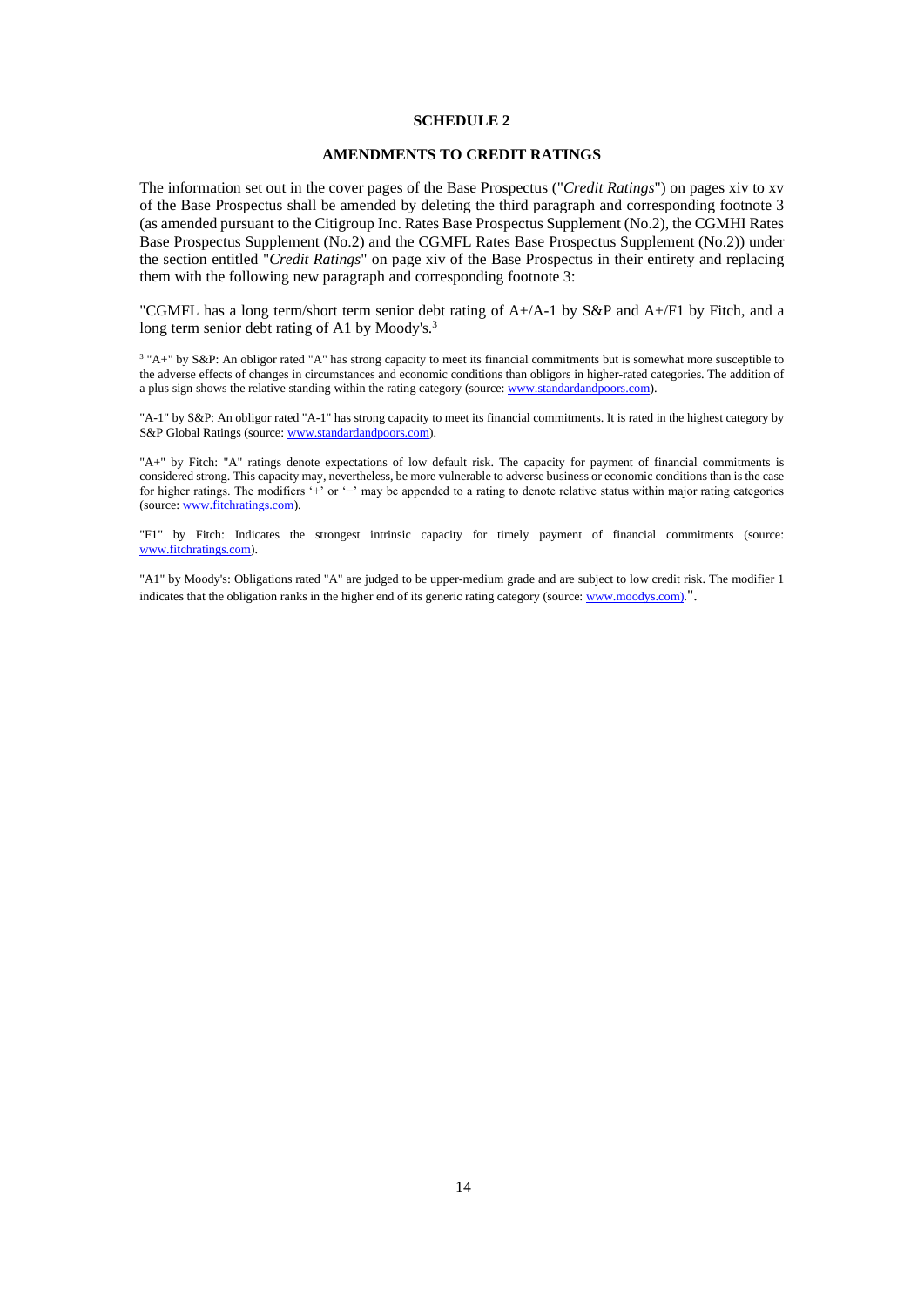**SCHEDULE 2**

**AMENDMENTS TO CREDIT RATINGS**

The information set out in the cover pages of the Base Prospectus ("*Credit Ratings*") on pages xiv to xv of the Base Prospectus shall be amended by deleting the third paragraph and corresponding footnote 3 (as amended pursuant to the Citigroup Inc. Rates Base Prospectus Supplement (No.2), the CGMHI Rates Base Prospectus Supplement (No.2) and the CGMFL Rates Base Prospectus Supplement (No.2)) under the section entitled "*Credit Ratings*" on page xiv of the Base Prospectus in their entirety and replacing them with the following new paragraph and corresponding footnote 3:

"CGMFL has a long term/short term senior debt rating of A+/A-1 by S&P and A+/F1 by Fitch, and a long term senior debt rating of A1 by Moody's.[3]

[3] "A+" by S&P: An obligor rated "A" has strong capacity to meet its financial commitments but is somewhat more susceptible to the adverse effects of changes in circumstances and economic conditions than obligors in higher-rated categories. The addition of a plus sign shows the relative standing within the rating category (source: www.standardandpoors.com).

"A-1" by S&P: An obligor rated "A-1" has strong capacity to meet its financial commitments. It is rated in the highest category by S&P Global Ratings (source: www.standardandpoors.com).

"A+" by Fitch: "A" ratings denote expectations of low default risk. The capacity for payment of financial commitments is considered strong. This capacity may, nevertheless, be more vulnerable to adverse business or economic conditions than is the case for higher ratings. The modifiers '+' or '−' may be appended to a rating to denote relative status within major rating categories (source: www.fitchratings.com).

"F1" by Fitch: Indicates the strongest intrinsic capacity for timely payment of financial commitments (source: www.fitchratings.com).

"A1" by Moody's: Obligations rated "A" are judged to be upper-medium grade and are subject to low credit risk. The modifier 1 indicates that the obligation ranks in the higher end of its generic rating category (source: www.moodys.com).".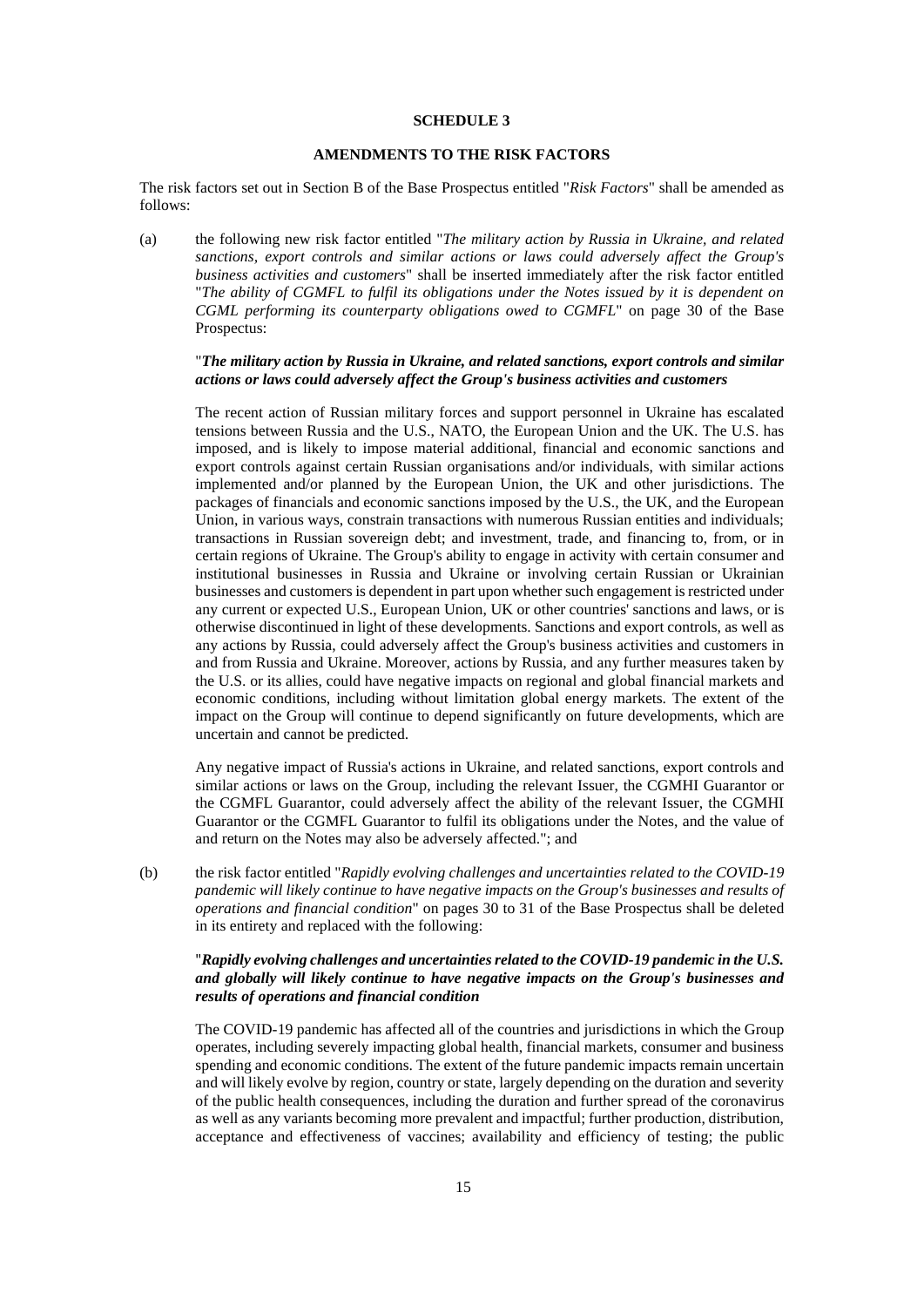**SCHEDULE 3**

**AMENDMENTS TO THE RISK FACTORS**

The risk factors set out in Section B of the Base Prospectus entitled "*Risk Factors*" shall be amended as follows:

(a) the following new risk factor entitled "*The military action by Russia in Ukraine, and related sanctions, export controls and similar actions or laws could adversely affect the Group's business activities and customers*" shall be inserted immediately after the risk factor entitled "*The ability of CGMFL to fulfil its obligations under the Notes issued by it is dependent on CGML performing its counterparty obligations owed to CGMFL*" on page 30 of the Base Prospectus:

"***The military action by Russia in Ukraine, and related sanctions, export controls and similar actions or laws could adversely affect the Group's business activities and customers***

The recent action of Russian military forces and support personnel in Ukraine has escalated tensions between Russia and the U.S., NATO, the European Union and the UK. The U.S. has imposed, and is likely to impose material additional, financial and economic sanctions and export controls against certain Russian organisations and/or individuals, with similar actions implemented and/or planned by the European Union, the UK and other jurisdictions. The packages of financials and economic sanctions imposed by the U.S., the UK, and the European Union, in various ways, constrain transactions with numerous Russian entities and individuals; transactions in Russian sovereign debt; and investment, trade, and financing to, from, or in certain regions of Ukraine. The Group's ability to engage in activity with certain consumer and institutional businesses in Russia and Ukraine or involving certain Russian or Ukrainian businesses and customers is dependent in part upon whether such engagement is restricted under any current or expected U.S., European Union, UK or other countries' sanctions and laws, or is otherwise discontinued in light of these developments. Sanctions and export controls, as well as any actions by Russia, could adversely affect the Group's business activities and customers in and from Russia and Ukraine. Moreover, actions by Russia, and any further measures taken by the U.S. or its allies, could have negative impacts on regional and global financial markets and economic conditions, including without limitation global energy markets. The extent of the impact on the Group will continue to depend significantly on future developments, which are uncertain and cannot be predicted.

Any negative impact of Russia's actions in Ukraine, and related sanctions, export controls and similar actions or laws on the Group, including the relevant Issuer, the CGMHI Guarantor or the CGMFL Guarantor, could adversely affect the ability of the relevant Issuer, the CGMHI Guarantor or the CGMFL Guarantor to fulfil its obligations under the Notes, and the value of and return on the Notes may also be adversely affected."; and

(b) the risk factor entitled "*Rapidly evolving challenges and uncertainties related to the COVID-19 pandemic will likely continue to have negative impacts on the Group's businesses and results of operations and financial condition*" on pages 30 to 31 of the Base Prospectus shall be deleted in its entirety and replaced with the following:

"***Rapidly evolving challenges and uncertainties related to the COVID-19 pandemic in the U.S. and globally will likely continue to have negative impacts on the Group's businesses and results of operations and financial condition***

The COVID-19 pandemic has affected all of the countries and jurisdictions in which the Group operates, including severely impacting global health, financial markets, consumer and business spending and economic conditions. The extent of the future pandemic impacts remain uncertain and will likely evolve by region, country or state, largely depending on the duration and severity of the public health consequences, including the duration and further spread of the coronavirus as well as any variants becoming more prevalent and impactful; further production, distribution, acceptance and effectiveness of vaccines; availability and efficiency of testing; the public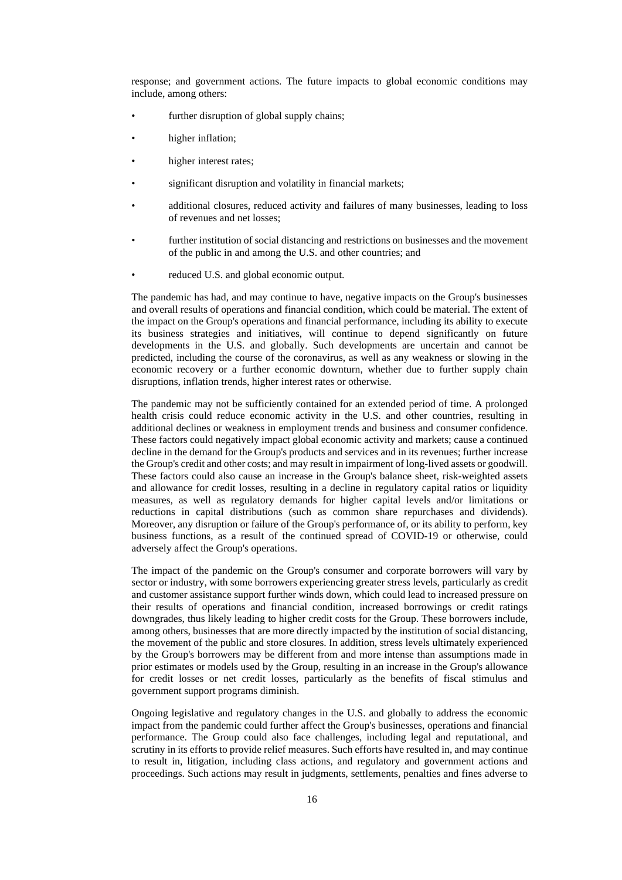response; and government actions. The future impacts to global economic conditions may include, among others:

- further disruption of global supply chains;
- higher inflation;
- higher interest rates;
- significant disruption and volatility in financial markets;
- additional closures, reduced activity and failures of many businesses, leading to loss of revenues and net losses;
- further institution of social distancing and restrictions on businesses and the movement of the public in and among the U.S. and other countries; and
- reduced U.S. and global economic output.

The pandemic has had, and may continue to have, negative impacts on the Group's businesses and overall results of operations and financial condition, which could be material. The extent of the impact on the Group's operations and financial performance, including its ability to execute its business strategies and initiatives, will continue to depend significantly on future developments in the U.S. and globally. Such developments are uncertain and cannot be predicted, including the course of the coronavirus, as well as any weakness or slowing in the economic recovery or a further economic downturn, whether due to further supply chain disruptions, inflation trends, higher interest rates or otherwise.

The pandemic may not be sufficiently contained for an extended period of time. A prolonged health crisis could reduce economic activity in the U.S. and other countries, resulting in additional declines or weakness in employment trends and business and consumer confidence. These factors could negatively impact global economic activity and markets; cause a continued decline in the demand for the Group's products and services and in its revenues; further increase the Group's credit and other costs; and may result in impairment of long-lived assets or goodwill. These factors could also cause an increase in the Group's balance sheet, risk-weighted assets and allowance for credit losses, resulting in a decline in regulatory capital ratios or liquidity measures, as well as regulatory demands for higher capital levels and/or limitations or reductions in capital distributions (such as common share repurchases and dividends). Moreover, any disruption or failure of the Group's performance of, or its ability to perform, key business functions, as a result of the continued spread of COVID-19 or otherwise, could adversely affect the Group's operations.

The impact of the pandemic on the Group's consumer and corporate borrowers will vary by sector or industry, with some borrowers experiencing greater stress levels, particularly as credit and customer assistance support further winds down, which could lead to increased pressure on their results of operations and financial condition, increased borrowings or credit ratings downgrades, thus likely leading to higher credit costs for the Group. These borrowers include, among others, businesses that are more directly impacted by the institution of social distancing, the movement of the public and store closures. In addition, stress levels ultimately experienced by the Group's borrowers may be different from and more intense than assumptions made in prior estimates or models used by the Group, resulting in an increase in the Group's allowance for credit losses or net credit losses, particularly as the benefits of fiscal stimulus and government support programs diminish.

Ongoing legislative and regulatory changes in the U.S. and globally to address the economic impact from the pandemic could further affect the Group's businesses, operations and financial performance. The Group could also face challenges, including legal and reputational, and scrutiny in its efforts to provide relief measures. Such efforts have resulted in, and may continue to result in, litigation, including class actions, and regulatory and government actions and proceedings. Such actions may result in judgments, settlements, penalties and fines adverse to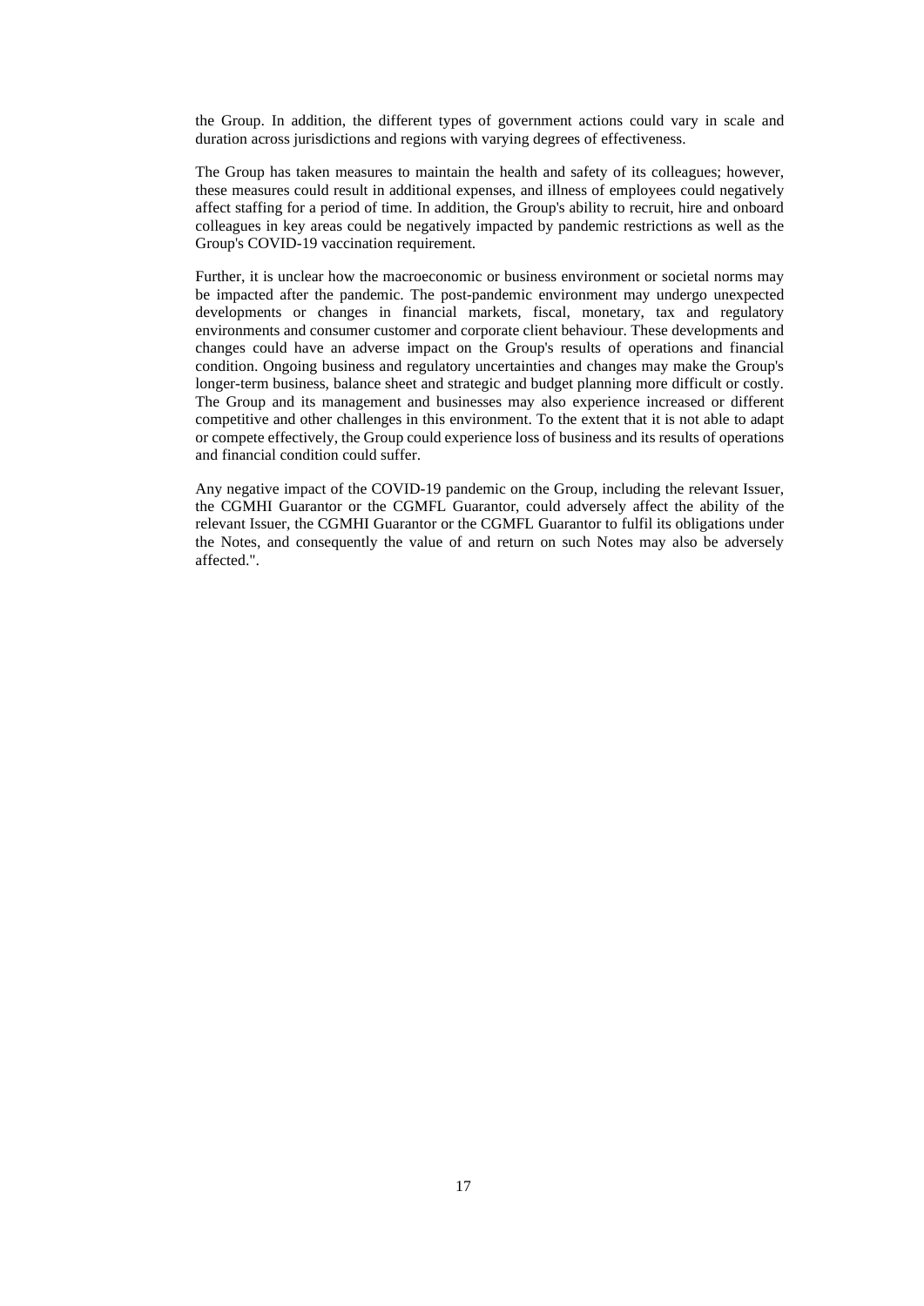the Group. In addition, the different types of government actions could vary in scale and duration across jurisdictions and regions with varying degrees of effectiveness.

The Group has taken measures to maintain the health and safety of its colleagues; however, these measures could result in additional expenses, and illness of employees could negatively affect staffing for a period of time. In addition, the Group's ability to recruit, hire and onboard colleagues in key areas could be negatively impacted by pandemic restrictions as well as the Group's COVID-19 vaccination requirement.

Further, it is unclear how the macroeconomic or business environment or societal norms may be impacted after the pandemic. The post-pandemic environment may undergo unexpected developments or changes in financial markets, fiscal, monetary, tax and regulatory environments and consumer customer and corporate client behaviour. These developments and changes could have an adverse impact on the Group's results of operations and financial condition. Ongoing business and regulatory uncertainties and changes may make the Group's longer-term business, balance sheet and strategic and budget planning more difficult or costly. The Group and its management and businesses may also experience increased or different competitive and other challenges in this environment. To the extent that it is not able to adapt or compete effectively, the Group could experience loss of business and its results of operations and financial condition could suffer.

Any negative impact of the COVID-19 pandemic on the Group, including the relevant Issuer, the CGMHI Guarantor or the CGMFL Guarantor, could adversely affect the ability of the relevant Issuer, the CGMHI Guarantor or the CGMFL Guarantor to fulfil its obligations under the Notes, and consequently the value of and return on such Notes may also be adversely affected.".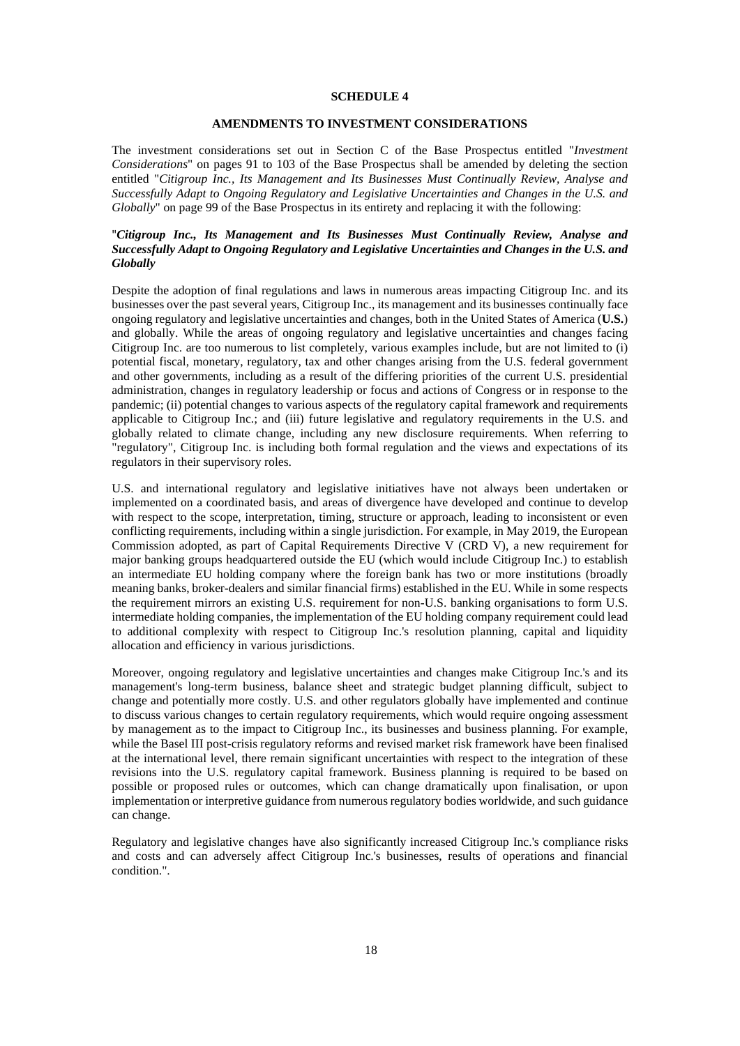# SCHEDULE 4

## AMENDMENTS TO INVESTMENT CONSIDERATIONS

The investment considerations set out in Section C of the Base Prospectus entitled "*Investment Considerations*" on pages 91 to 103 of the Base Prospectus shall be amended by deleting the section entitled "*Citigroup Inc., Its Management and Its Businesses Must Continually Review, Analyse and Successfully Adapt to Ongoing Regulatory and Legislative Uncertainties and Changes in the U.S. and Globally*" on page 99 of the Base Prospectus in its entirety and replacing it with the following:

"***Citigroup Inc., Its Management and Its Businesses Must Continually Review, Analyse and Successfully Adapt to Ongoing Regulatory and Legislative Uncertainties and Changes in the U.S. and Globally***

Despite the adoption of final regulations and laws in numerous areas impacting Citigroup Inc. and its businesses over the past several years, Citigroup Inc., its management and its businesses continually face ongoing regulatory and legislative uncertainties and changes, both in the United States of America (**U.S.**) and globally. While the areas of ongoing regulatory and legislative uncertainties and changes facing Citigroup Inc. are too numerous to list completely, various examples include, but are not limited to (i) potential fiscal, monetary, regulatory, tax and other changes arising from the U.S. federal government and other governments, including as a result of the differing priorities of the current U.S. presidential administration, changes in regulatory leadership or focus and actions of Congress or in response to the pandemic; (ii) potential changes to various aspects of the regulatory capital framework and requirements applicable to Citigroup Inc.; and (iii) future legislative and regulatory requirements in the U.S. and globally related to climate change, including any new disclosure requirements. When referring to "regulatory", Citigroup Inc. is including both formal regulation and the views and expectations of its regulators in their supervisory roles.

U.S. and international regulatory and legislative initiatives have not always been undertaken or implemented on a coordinated basis, and areas of divergence have developed and continue to develop with respect to the scope, interpretation, timing, structure or approach, leading to inconsistent or even conflicting requirements, including within a single jurisdiction. For example, in May 2019, the European Commission adopted, as part of Capital Requirements Directive V (CRD V), a new requirement for major banking groups headquartered outside the EU (which would include Citigroup Inc.) to establish an intermediate EU holding company where the foreign bank has two or more institutions (broadly meaning banks, broker-dealers and similar financial firms) established in the EU. While in some respects the requirement mirrors an existing U.S. requirement for non-U.S. banking organisations to form U.S. intermediate holding companies, the implementation of the EU holding company requirement could lead to additional complexity with respect to Citigroup Inc.'s resolution planning, capital and liquidity allocation and efficiency in various jurisdictions.

Moreover, ongoing regulatory and legislative uncertainties and changes make Citigroup Inc.'s and its management's long-term business, balance sheet and strategic budget planning difficult, subject to change and potentially more costly. U.S. and other regulators globally have implemented and continue to discuss various changes to certain regulatory requirements, which would require ongoing assessment by management as to the impact to Citigroup Inc., its businesses and business planning. For example, while the Basel III post-crisis regulatory reforms and revised market risk framework have been finalised at the international level, there remain significant uncertainties with respect to the integration of these revisions into the U.S. regulatory capital framework. Business planning is required to be based on possible or proposed rules or outcomes, which can change dramatically upon finalisation, or upon implementation or interpretive guidance from numerous regulatory bodies worldwide, and such guidance can change.

Regulatory and legislative changes have also significantly increased Citigroup Inc.'s compliance risks and costs and can adversely affect Citigroup Inc.'s businesses, results of operations and financial condition.".